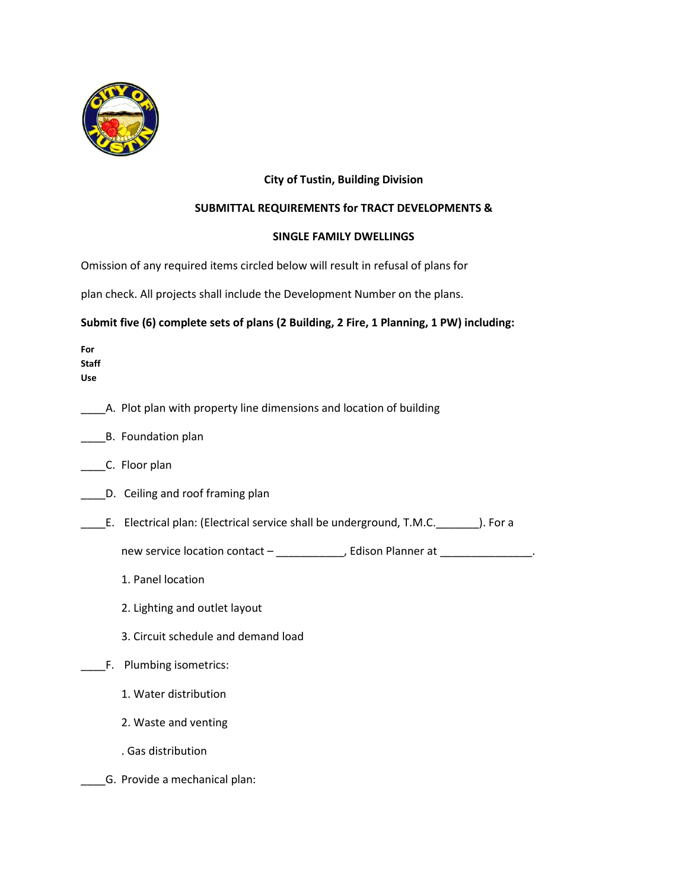**City of Tustin, Building Division**

**SUBMITTAL REQUIREMENTS for TRACT DEVELOPMENTS &**

**SINGLE FAMILY DWELLINGS**

Omission of any required items circled below will result in refusal of plans for plan check. All projects shall include the Development Number on the plans.

**Submit five (6) complete sets of plans (2 Building, 2 Fire, 1 Planning, 1 PW) including:**

**For Staff Use**

____A. Plot plan with property line dimensions and location of building

____B. Foundation plan

____C. Floor plan

____D. Ceiling and roof framing plan

____E. Electrical plan: (Electrical service shall be underground, T.M.C._______). For a new service location contact – ___________, Edison Planner at _______________.

1. Panel location
2. Lighting and outlet layout
3. Circuit schedule and demand load

____F. Plumbing isometrics:

1. Water distribution
2. Waste and venting

. Gas distribution

____G. Provide a mechanical plan: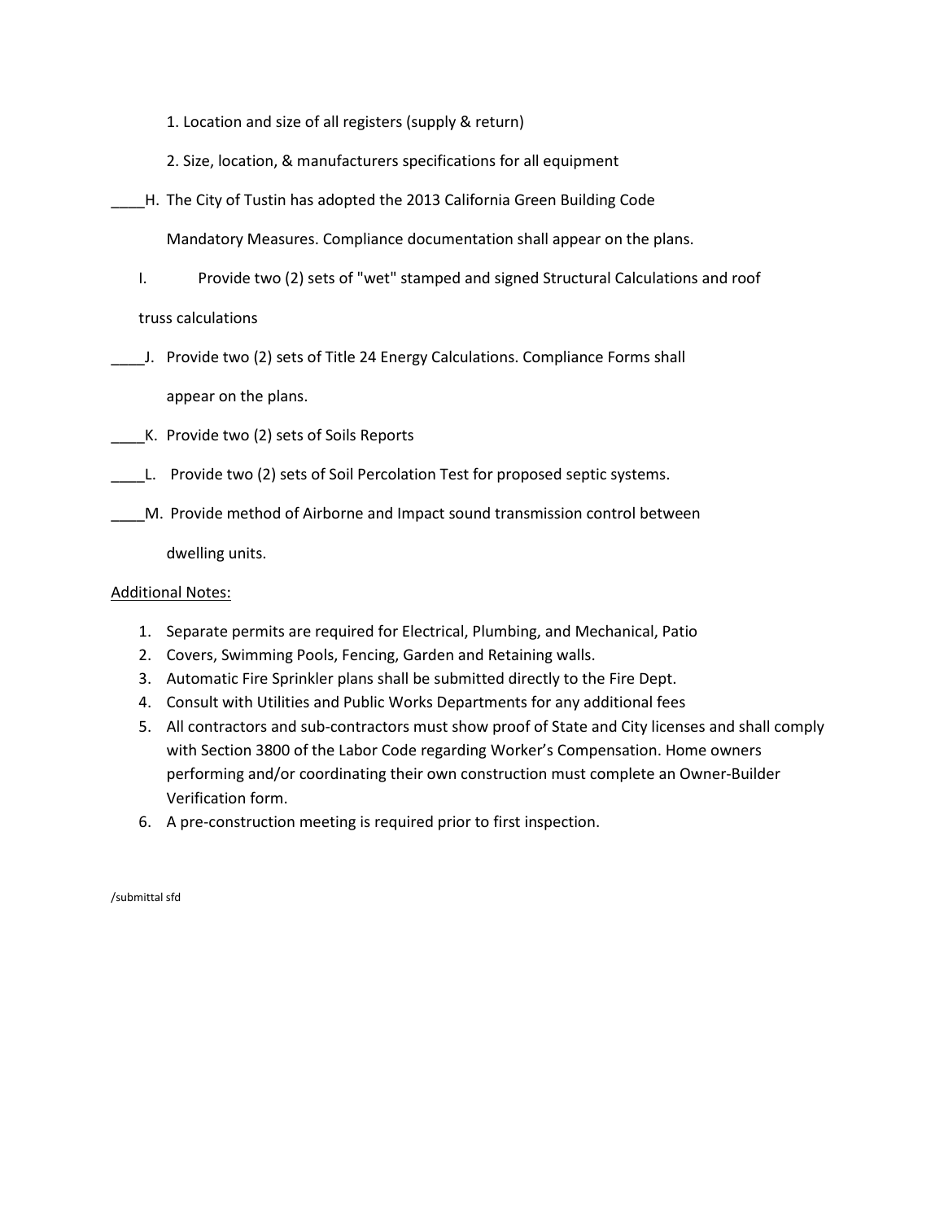1. Location and size of all registers (supply & return)

2. Size, location, & manufacturers specifications for all equipment

____H. The City of Tustin has adopted the 2013 California Green Building Code Mandatory Measures. Compliance documentation shall appear on the plans.

I. Provide two (2) sets of "wet" stamped and signed Structural Calculations and roof truss calculations

____J. Provide two (2) sets of Title 24 Energy Calculations. Compliance Forms shall appear on the plans.

____K. Provide two (2) sets of Soils Reports

____L. Provide two (2) sets of Soil Percolation Test for proposed septic systems.

____M. Provide method of Airborne and Impact sound transmission control between dwelling units.

Additional Notes:

1. Separate permits are required for Electrical, Plumbing, and Mechanical, Patio
2. Covers, Swimming Pools, Fencing, Garden and Retaining walls.
3. Automatic Fire Sprinkler plans shall be submitted directly to the Fire Dept.
4. Consult with Utilities and Public Works Departments for any additional fees
5. All contractors and sub-contractors must show proof of State and City licenses and shall comply with Section 3800 of the Labor Code regarding Worker's Compensation. Home owners performing and/or coordinating their own construction must complete an Owner-Builder Verification form.
6. A pre-construction meeting is required prior to first inspection.

/submittal sfd